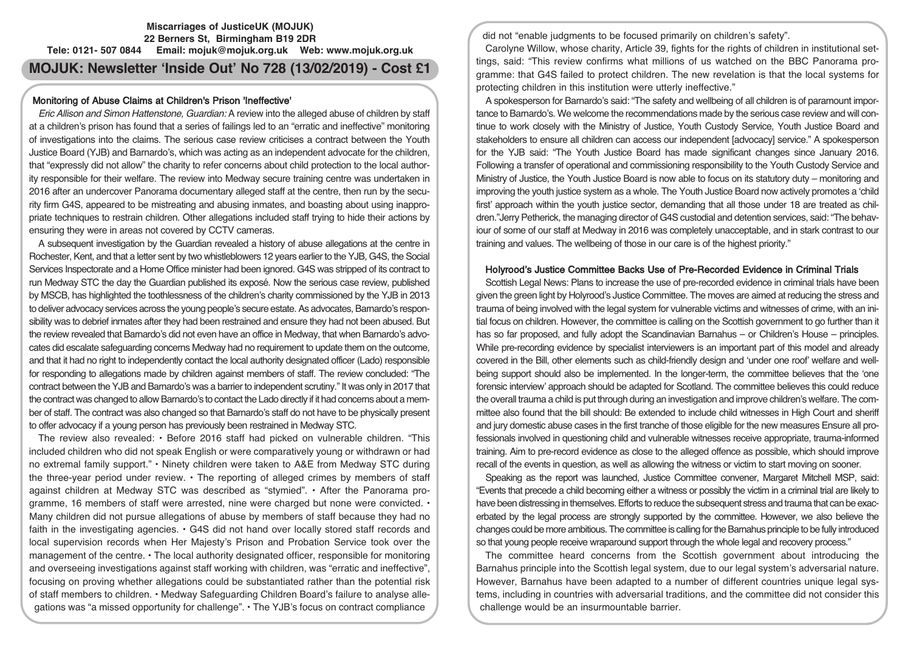**Miscarriages of JusticeUK (MOJUK)**
**22 Berners St, Birmingham B19 2DR**
**Tele: 0121- 507 0844 Email: mojuk@mojuk.org.uk Web: www.mojuk.org.uk**

# MOJUK: Newsletter 'Inside Out' No 728 (13/02/2019) - Cost £1

## Monitoring of Abuse Claims at Children's Prison 'Ineffective'

*Eric Allison and Simon Hattenstone, Guardian:* A review into the alleged abuse of children by staff at a children's prison has found that a series of failings led to an "erratic and ineffective" monitoring of investigations into the claims. The serious case review criticises a contract between the Youth Justice Board (YJB) and Barnardo's, which was acting as an independent advocate for the children, that "expressly did not allow" the charity to refer concerns about child protection to the local authority responsible for their welfare. The review into Medway secure training centre was undertaken in 2016 after an undercover Panorama documentary alleged staff at the centre, then run by the security firm G4S, appeared to be mistreating and abusing inmates, and boasting about using inappropriate techniques to restrain children. Other allegations included staff trying to hide their actions by ensuring they were in areas not covered by CCTV cameras.

A subsequent investigation by the Guardian revealed a history of abuse allegations at the centre in Rochester, Kent, and that a letter sent by two whistleblowers 12 years earlier to the YJB, G4S, the Social Services Inspectorate and a Home Office minister had been ignored. G4S was stripped of its contract to run Medway STC the day the Guardian published its exposé. Now the serious case review, published by MSCB, has highlighted the toothlessness of the children's charity commissioned by the YJB in 2013 to deliver advocacy services across the young people's secure estate. As advocates, Barnardo's responsibility was to debrief inmates after they had been restrained and ensure they had not been abused. But the review revealed that Barnardo's did not even have an office in Medway, that when Barnardo's advocates did escalate safeguarding concerns Medway had no requirement to update them on the outcome, and that it had no right to independently contact the local authority designated officer (Lado) responsible for responding to allegations made by children against members of staff. The review concluded: "The contract between the YJB and Barnardo's was a barrier to independent scrutiny." It was only in 2017 that the contract was changed to allow Barnardo's to contact the Lado directly if it had concerns about a member of staff. The contract was also changed so that Barnardo's staff do not have to be physically present to offer advocacy if a young person has previously been restrained in Medway STC.

The review also revealed: • Before 2016 staff had picked on vulnerable children. "This included children who did not speak English or were comparatively young or withdrawn or had no extremal family support." • Ninety children were taken to A&E from Medway STC during the three-year period under review. • The reporting of alleged crimes by members of staff against children at Medway STC was described as "stymied". • After the Panorama programme, 16 members of staff were arrested, nine were charged but none were convicted. • Many children did not pursue allegations of abuse by members of staff because they had no faith in the investigating agencies. • G4S did not hand over locally stored staff records and local supervision records when Her Majesty's Prison and Probation Service took over the management of the centre. • The local authority designated officer, responsible for monitoring and overseeing investigations against staff working with children, was "erratic and ineffective", focusing on proving whether allegations could be substantiated rather than the potential risk of staff members to children. • Medway Safeguarding Children Board's failure to analyse allegations was "a missed opportunity for challenge". • The YJB's focus on contract compliance did not "enable judgments to be focused primarily on children's safety".

Carolyne Willow, whose charity, Article 39, fights for the rights of children in institutional settings, said: "This review confirms what millions of us watched on the BBC Panorama programme: that G4S failed to protect children. The new revelation is that the local systems for protecting children in this institution were utterly ineffective."

A spokesperson for Barnardo's said: "The safety and wellbeing of all children is of paramount importance to Barnardo's. We welcome the recommendations made by the serious case review and will continue to work closely with the Ministry of Justice, Youth Custody Service, Youth Justice Board and stakeholders to ensure all children can access our independent [advocacy] service." A spokesperson for the YJB said: "The Youth Justice Board has made significant changes since January 2016. Following a transfer of operational and commissioning responsibility to the Youth Custody Service and Ministry of Justice, the Youth Justice Board is now able to focus on its statutory duty – monitoring and improving the youth justice system as a whole. The Youth Justice Board now actively promotes a 'child first' approach within the youth justice sector, demanding that all those under 18 are treated as children."Jerry Petherick, the managing director of G4S custodial and detention services, said: "The behaviour of some of our staff at Medway in 2016 was completely unacceptable, and in stark contrast to our training and values. The wellbeing of those in our care is of the highest priority."

## Holyrood's Justice Committee Backs Use of Pre-Recorded Evidence in Criminal Trials

Scottish Legal News: Plans to increase the use of pre-recorded evidence in criminal trials have been given the green light by Holyrood's Justice Committee. The moves are aimed at reducing the stress and trauma of being involved with the legal system for vulnerable victims and witnesses of crime, with an initial focus on children. However, the committee is calling on the Scottish government to go further than it has so far proposed, and fully adopt the Scandinavian Barnahus – or Children's House – principles. While pre-recording evidence by specialist interviewers is an important part of this model and already covered in the Bill, other elements such as child-friendly design and 'under one roof' welfare and wellbeing support should also be implemented. In the longer-term, the committee believes that the 'one forensic interview' approach should be adapted for Scotland. The committee believes this could reduce the overall trauma a child is put through during an investigation and improve children's welfare. The committee also found that the bill should: Be extended to include child witnesses in High Court and sheriff and jury domestic abuse cases in the first tranche of those eligible for the new measures Ensure all professionals involved in questioning child and vulnerable witnesses receive appropriate, trauma-informed training. Aim to pre-record evidence as close to the alleged offence as possible, which should improve recall of the events in question, as well as allowing the witness or victim to start moving on sooner.

Speaking as the report was launched, Justice Committee convener, Margaret Mitchell MSP, said: "Events that precede a child becoming either a witness or possibly the victim in a criminal trial are likely to have been distressing in themselves. Efforts to reduce the subsequent stress and trauma that can be exacerbated by the legal process are strongly supported by the committee. However, we also believe the changes could be more ambitious. The committee is calling for the Barnahus principle to be fully introduced so that young people receive wraparound support through the whole legal and recovery process."

The committee heard concerns from the Scottish government about introducing the Barnahus principle into the Scottish legal system, due to our legal system's adversarial nature. However, Barnahus have been adapted to a number of different countries unique legal systems, including in countries with adversarial traditions, and the committee did not consider this challenge would be an insurmountable barrier.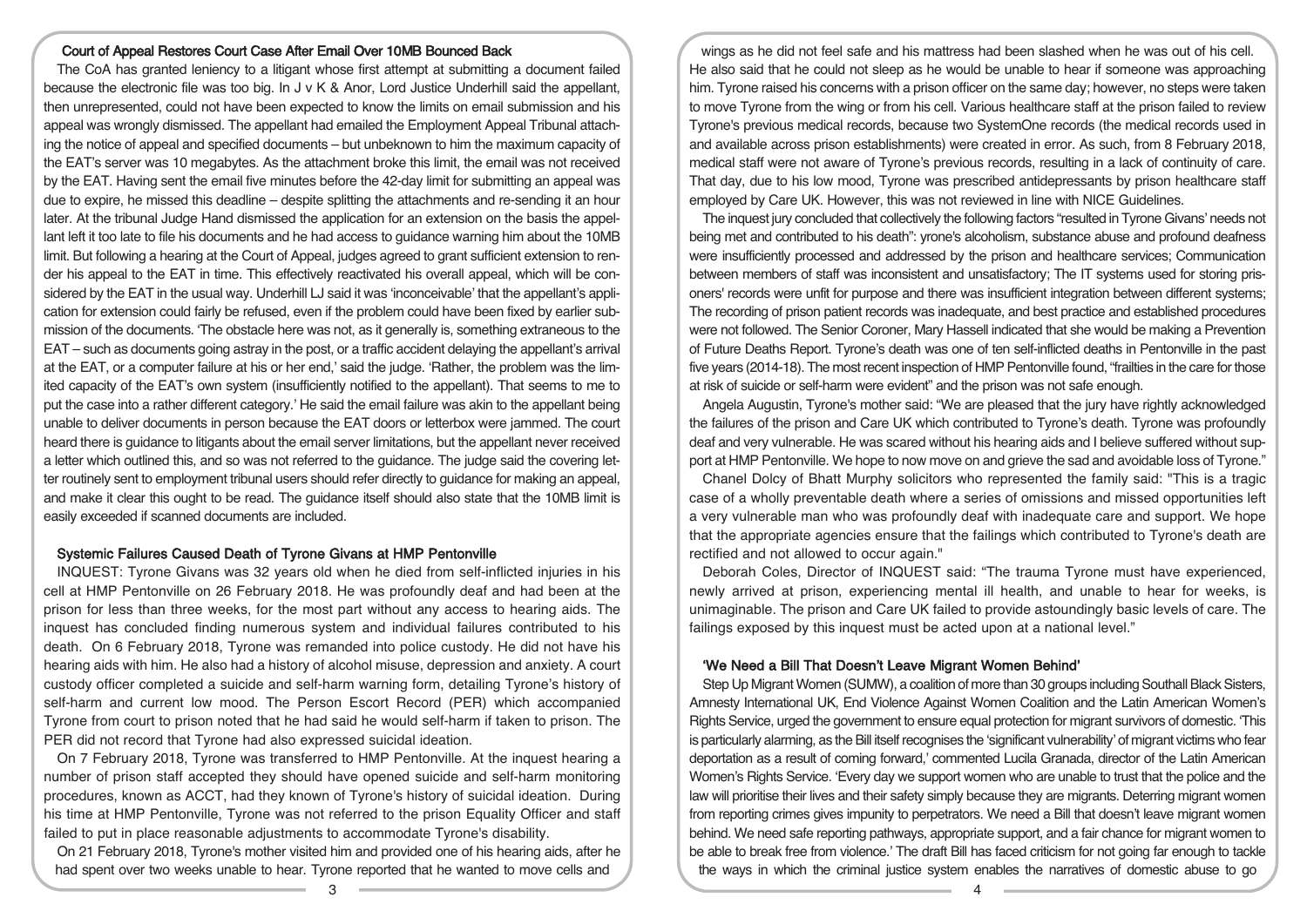## Court of Appeal Restores Court Case After Email Over 10MB Bounced Back

The CoA has granted leniency to a litigant whose first attempt at submitting a document failed because the electronic file was too big. In J v K & Anor, Lord Justice Underhill said the appellant, then unrepresented, could not have been expected to know the limits on email submission and his appeal was wrongly dismissed. The appellant had emailed the Employment Appeal Tribunal attaching the notice of appeal and specified documents – but unbeknown to him the maximum capacity of the EAT's server was 10 megabytes. As the attachment broke this limit, the email was not received by the EAT. Having sent the email five minutes before the 42-day limit for submitting an appeal was due to expire, he missed this deadline – despite splitting the attachments and re-sending it an hour later. At the tribunal Judge Hand dismissed the application for an extension on the basis the appellant left it too late to file his documents and he had access to guidance warning him about the 10MB limit. But following a hearing at the Court of Appeal, judges agreed to grant sufficient extension to render his appeal to the EAT in time. This effectively reactivated his overall appeal, which will be considered by the EAT in the usual way. Underhill LJ said it was 'inconceivable' that the appellant's application for extension could fairly be refused, even if the problem could have been fixed by earlier submission of the documents. 'The obstacle here was not, as it generally is, something extraneous to the EAT – such as documents going astray in the post, or a traffic accident delaying the appellant's arrival at the EAT, or a computer failure at his or her end,' said the judge. 'Rather, the problem was the limited capacity of the EAT's own system (insufficiently notified to the appellant). That seems to me to put the case into a rather different category.' He said the email failure was akin to the appellant being unable to deliver documents in person because the EAT doors or letterbox were jammed. The court heard there is guidance to litigants about the email server limitations, but the appellant never received a letter which outlined this, and so was not referred to the guidance. The judge said the covering letter routinely sent to employment tribunal users should refer directly to guidance for making an appeal, and make it clear this ought to be read. The guidance itself should also state that the 10MB limit is easily exceeded if scanned documents are included.

## Systemic Failures Caused Death of Tyrone Givans at HMP Pentonville

INQUEST: Tyrone Givans was 32 years old when he died from self-inflicted injuries in his cell at HMP Pentonville on 26 February 2018. He was profoundly deaf and had been at the prison for less than three weeks, for the most part without any access to hearing aids. The inquest has concluded finding numerous system and individual failures contributed to his death. On 6 February 2018, Tyrone was remanded into police custody. He did not have his hearing aids with him. He also had a history of alcohol misuse, depression and anxiety. A court custody officer completed a suicide and self-harm warning form, detailing Tyrone's history of self-harm and current low mood. The Person Escort Record (PER) which accompanied Tyrone from court to prison noted that he had said he would self-harm if taken to prison. The PER did not record that Tyrone had also expressed suicidal ideation.

On 7 February 2018, Tyrone was transferred to HMP Pentonville. At the inquest hearing a number of prison staff accepted they should have opened suicide and self-harm monitoring procedures, known as ACCT, had they known of Tyrone's history of suicidal ideation. During his time at HMP Pentonville, Tyrone was not referred to the prison Equality Officer and staff failed to put in place reasonable adjustments to accommodate Tyrone's disability.

On 21 February 2018, Tyrone's mother visited him and provided one of his hearing aids, after he had spent over two weeks unable to hear. Tyrone reported that he wanted to move cells and wings as he did not feel safe and his mattress had been slashed when he was out of his cell. He also said that he could not sleep as he would be unable to hear if someone was approaching him. Tyrone raised his concerns with a prison officer on the same day; however, no steps were taken to move Tyrone from the wing or from his cell. Various healthcare staff at the prison failed to review Tyrone's previous medical records, because two SystemOne records (the medical records used in and available across prison establishments) were created in error. As such, from 8 February 2018, medical staff were not aware of Tyrone's previous records, resulting in a lack of continuity of care. That day, due to his low mood, Tyrone was prescribed antidepressants by prison healthcare staff employed by Care UK. However, this was not reviewed in line with NICE Guidelines.

The inquest jury concluded that collectively the following factors "resulted in Tyrone Givans' needs not being met and contributed to his death": yrone's alcoholism, substance abuse and profound deafness were insufficiently processed and addressed by the prison and healthcare services; Communication between members of staff was inconsistent and unsatisfactory; The IT systems used for storing prisoners' records were unfit for purpose and there was insufficient integration between different systems; The recording of prison patient records was inadequate, and best practice and established procedures were not followed. The Senior Coroner, Mary Hassell indicated that she would be making a Prevention of Future Deaths Report. Tyrone's death was one of ten self-inflicted deaths in Pentonville in the past five years (2014-18). The most recent inspection of HMP Pentonville found, "frailties in the care for those at risk of suicide or self-harm were evident" and the prison was not safe enough.

Angela Augustin, Tyrone's mother said: "We are pleased that the jury have rightly acknowledged the failures of the prison and Care UK which contributed to Tyrone's death. Tyrone was profoundly deaf and very vulnerable. He was scared without his hearing aids and I believe suffered without support at HMP Pentonville. We hope to now move on and grieve the sad and avoidable loss of Tyrone."

Chanel Dolcy of Bhatt Murphy solicitors who represented the family said: "This is a tragic case of a wholly preventable death where a series of omissions and missed opportunities left a very vulnerable man who was profoundly deaf with inadequate care and support. We hope that the appropriate agencies ensure that the failings which contributed to Tyrone's death are rectified and not allowed to occur again."

Deborah Coles, Director of INQUEST said: "The trauma Tyrone must have experienced, newly arrived at prison, experiencing mental ill health, and unable to hear for weeks, is unimaginable. The prison and Care UK failed to provide astoundingly basic levels of care. The failings exposed by this inquest must be acted upon at a national level."

## 'We Need a Bill That Doesn't Leave Migrant Women Behind'

Step Up Migrant Women (SUMW), a coalition of more than 30 groups including Southall Black Sisters, Amnesty International UK, End Violence Against Women Coalition and the Latin American Women's Rights Service, urged the government to ensure equal protection for migrant survivors of domestic. 'This is particularly alarming, as the Bill itself recognises the 'significant vulnerability' of migrant victims who fear deportation as a result of coming forward,' commented Lucila Granada, director of the Latin American Women's Rights Service. 'Every day we support women who are unable to trust that the police and the law will prioritise their lives and their safety simply because they are migrants. Deterring migrant women from reporting crimes gives impunity to perpetrators. We need a Bill that doesn't leave migrant women behind. We need safe reporting pathways, appropriate support, and a fair chance for migrant women to be able to break free from violence.' The draft Bill has faced criticism for not going far enough to tackle the ways in which the criminal justice system enables the narratives of domestic abuse to go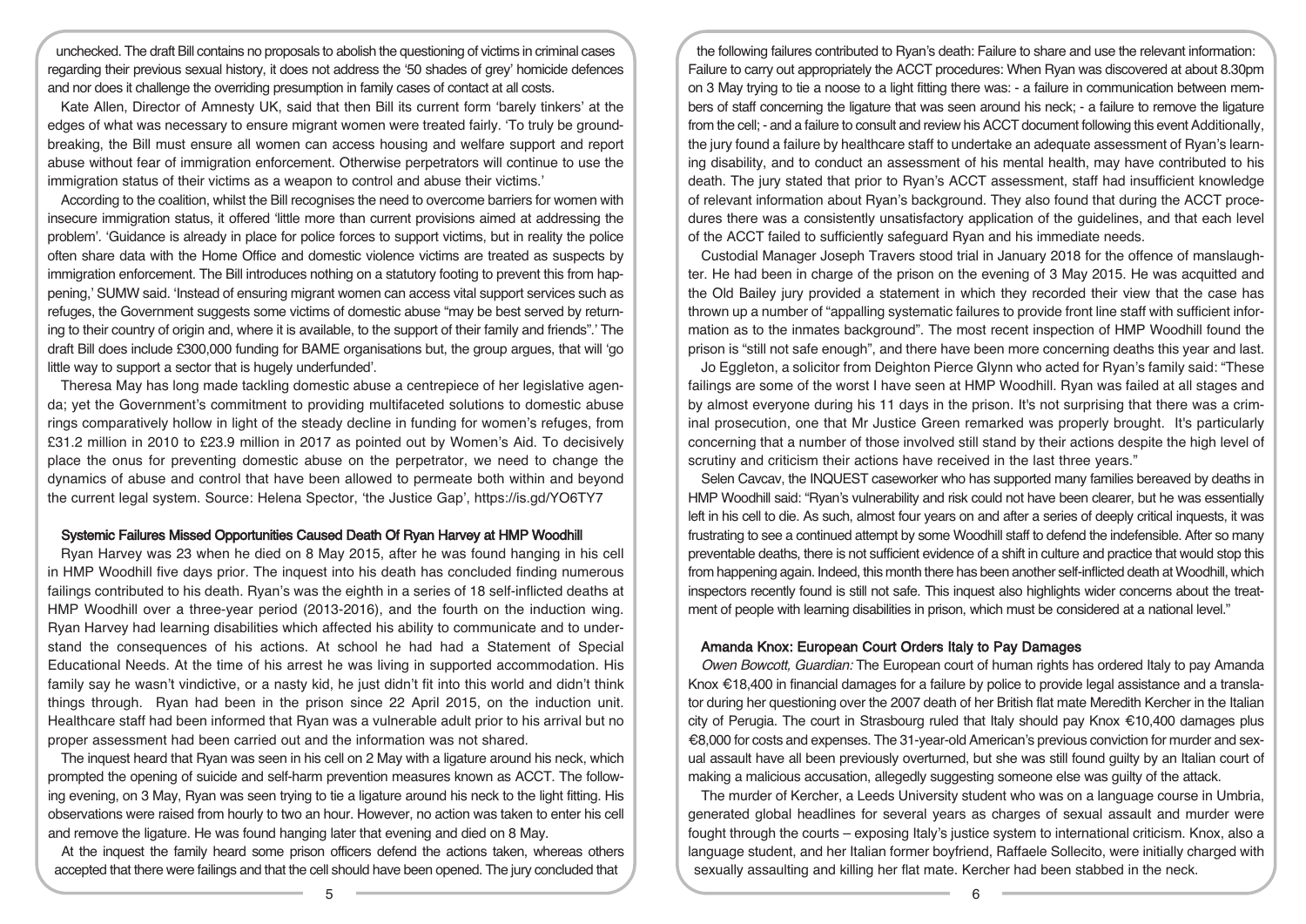unchecked. The draft Bill contains no proposals to abolish the questioning of victims in criminal cases regarding their previous sexual history, it does not address the '50 shades of grey' homicide defences and nor does it challenge the overriding presumption in family cases of contact at all costs.

Kate Allen, Director of Amnesty UK, said that then Bill its current form 'barely tinkers' at the edges of what was necessary to ensure migrant women were treated fairly. 'To truly be groundbreaking, the Bill must ensure all women can access housing and welfare support and report abuse without fear of immigration enforcement. Otherwise perpetrators will continue to use the immigration status of their victims as a weapon to control and abuse their victims.'

According to the coalition, whilst the Bill recognises the need to overcome barriers for women with insecure immigration status, it offered 'little more than current provisions aimed at addressing the problem'. 'Guidance is already in place for police forces to support victims, but in reality the police often share data with the Home Office and domestic violence victims are treated as suspects by immigration enforcement. The Bill introduces nothing on a statutory footing to prevent this from happening,' SUMW said. 'Instead of ensuring migrant women can access vital support services such as refuges, the Government suggests some victims of domestic abuse "may be best served by returning to their country of origin and, where it is available, to the support of their family and friends".' The draft Bill does include £300,000 funding for BAME organisations but, the group argues, that will 'go little way to support a sector that is hugely underfunded'.

Theresa May has long made tackling domestic abuse a centrepiece of her legislative agenda; yet the Government's commitment to providing multifaceted solutions to domestic abuse rings comparatively hollow in light of the steady decline in funding for women's refuges, from £31.2 million in 2010 to £23.9 million in 2017 as pointed out by Women's Aid. To decisively place the onus for preventing domestic abuse on the perpetrator, we need to change the dynamics of abuse and control that have been allowed to permeate both within and beyond the current legal system. Source: Helena Spector, 'the Justice Gap', https://is.gd/YO6TY7

## Systemic Failures Missed Opportunities Caused Death Of Ryan Harvey at HMP Woodhill

Ryan Harvey was 23 when he died on 8 May 2015, after he was found hanging in his cell in HMP Woodhill five days prior. The inquest into his death has concluded finding numerous failings contributed to his death. Ryan's was the eighth in a series of 18 self-inflicted deaths at HMP Woodhill over a three-year period (2013-2016), and the fourth on the induction wing. Ryan Harvey had learning disabilities which affected his ability to communicate and to understand the consequences of his actions. At school he had had a Statement of Special Educational Needs. At the time of his arrest he was living in supported accommodation. His family say he wasn't vindictive, or a nasty kid, he just didn't fit into this world and didn't think things through. Ryan had been in the prison since 22 April 2015, on the induction unit. Healthcare staff had been informed that Ryan was a vulnerable adult prior to his arrival but no proper assessment had been carried out and the information was not shared.

The inquest heard that Ryan was seen in his cell on 2 May with a ligature around his neck, which prompted the opening of suicide and self-harm prevention measures known as ACCT. The following evening, on 3 May, Ryan was seen trying to tie a ligature around his neck to the light fitting. His observations were raised from hourly to two an hour. However, no action was taken to enter his cell and remove the ligature. He was found hanging later that evening and died on 8 May.

At the inquest the family heard some prison officers defend the actions taken, whereas others accepted that there were failings and that the cell should have been opened. The jury concluded that the following failures contributed to Ryan's death: Failure to share and use the relevant information: Failure to carry out appropriately the ACCT procedures: When Ryan was discovered at about 8.30pm on 3 May trying to tie a noose to a light fitting there was: - a failure in communication between members of staff concerning the ligature that was seen around his neck; - a failure to remove the ligature from the cell; - and a failure to consult and review his ACCT document following this event Additionally, the jury found a failure by healthcare staff to undertake an adequate assessment of Ryan's learning disability, and to conduct an assessment of his mental health, may have contributed to his death. The jury stated that prior to Ryan's ACCT assessment, staff had insufficient knowledge of relevant information about Ryan's background. They also found that during the ACCT procedures there was a consistently unsatisfactory application of the guidelines, and that each level of the ACCT failed to sufficiently safeguard Ryan and his immediate needs.

Custodial Manager Joseph Travers stood trial in January 2018 for the offence of manslaughter. He had been in charge of the prison on the evening of 3 May 2015. He was acquitted and the Old Bailey jury provided a statement in which they recorded their view that the case has thrown up a number of "appalling systematic failures to provide front line staff with sufficient information as to the inmates background". The most recent inspection of HMP Woodhill found the prison is "still not safe enough", and there have been more concerning deaths this year and last.

Jo Eggleton, a solicitor from Deighton Pierce Glynn who acted for Ryan's family said: "These failings are some of the worst I have seen at HMP Woodhill. Ryan was failed at all stages and by almost everyone during his 11 days in the prison. It's not surprising that there was a criminal prosecution, one that Mr Justice Green remarked was properly brought. It's particularly concerning that a number of those involved still stand by their actions despite the high level of scrutiny and criticism their actions have received in the last three years."

Selen Cavcav, the INQUEST caseworker who has supported many families bereaved by deaths in HMP Woodhill said: "Ryan's vulnerability and risk could not have been clearer, but he was essentially left in his cell to die. As such, almost four years on and after a series of deeply critical inquests, it was frustrating to see a continued attempt by some Woodhill staff to defend the indefensible. After so many preventable deaths, there is not sufficient evidence of a shift in culture and practice that would stop this from happening again. Indeed, this month there has been another self-inflicted death at Woodhill, which inspectors recently found is still not safe. This inquest also highlights wider concerns about the treatment of people with learning disabilities in prison, which must be considered at a national level."

## Amanda Knox: European Court Orders Italy to Pay Damages

*Owen Bowcott, Guardian:* The European court of human rights has ordered Italy to pay Amanda Knox €18,400 in financial damages for a failure by police to provide legal assistance and a translator during her questioning over the 2007 death of her British flat mate Meredith Kercher in the Italian city of Perugia. The court in Strasbourg ruled that Italy should pay Knox €10,400 damages plus €8,000 for costs and expenses. The 31-year-old American's previous conviction for murder and sexual assault have all been previously overturned, but she was still found guilty by an Italian court of making a malicious accusation, allegedly suggesting someone else was guilty of the attack.

The murder of Kercher, a Leeds University student who was on a language course in Umbria, generated global headlines for several years as charges of sexual assault and murder were fought through the courts – exposing Italy's justice system to international criticism. Knox, also a language student, and her Italian former boyfriend, Raffaele Sollecito, were initially charged with sexually assaulting and killing her flat mate. Kercher had been stabbed in the neck.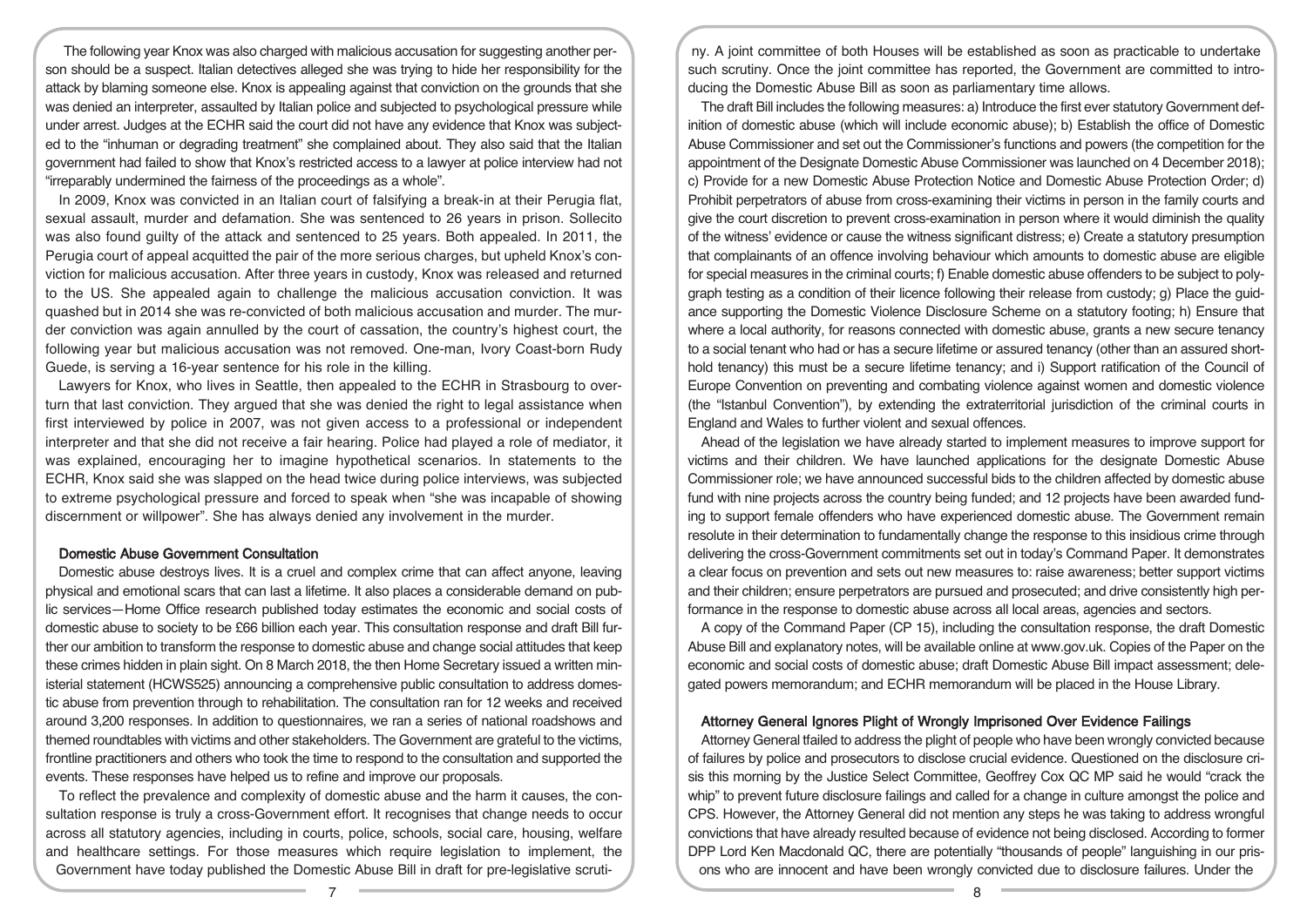The following year Knox was also charged with malicious accusation for suggesting another person should be a suspect. Italian detectives alleged she was trying to hide her responsibility for the attack by blaming someone else. Knox is appealing against that conviction on the grounds that she was denied an interpreter, assaulted by Italian police and subjected to psychological pressure while under arrest. Judges at the ECHR said the court did not have any evidence that Knox was subjected to the "inhuman or degrading treatment" she complained about. They also said that the Italian government had failed to show that Knox's restricted access to a lawyer at police interview had not "irreparably undermined the fairness of the proceedings as a whole".

In 2009, Knox was convicted in an Italian court of falsifying a break-in at their Perugia flat, sexual assault, murder and defamation. She was sentenced to 26 years in prison. Sollecito was also found guilty of the attack and sentenced to 25 years. Both appealed. In 2011, the Perugia court of appeal acquitted the pair of the more serious charges, but upheld Knox's conviction for malicious accusation. After three years in custody, Knox was released and returned to the US. She appealed again to challenge the malicious accusation conviction. It was quashed but in 2014 she was re-convicted of both malicious accusation and murder. The murder conviction was again annulled by the court of cassation, the country's highest court, the following year but malicious accusation was not removed. One-man, Ivory Coast-born Rudy Guede, is serving a 16-year sentence for his role in the killing.

Lawyers for Knox, who lives in Seattle, then appealed to the ECHR in Strasbourg to overturn that last conviction. They argued that she was denied the right to legal assistance when first interviewed by police in 2007, was not given access to a professional or independent interpreter and that she did not receive a fair hearing. Police had played a role of mediator, it was explained, encouraging her to imagine hypothetical scenarios. In statements to the ECHR, Knox said she was slapped on the head twice during police interviews, was subjected to extreme psychological pressure and forced to speak when "she was incapable of showing discernment or willpower". She has always denied any involvement in the murder.

### Domestic Abuse Government Consultation

Domestic abuse destroys lives. It is a cruel and complex crime that can affect anyone, leaving physical and emotional scars that can last a lifetime. It also places a considerable demand on public services—Home Office research published today estimates the economic and social costs of domestic abuse to society to be £66 billion each year. This consultation response and draft Bill further our ambition to transform the response to domestic abuse and change social attitudes that keep these crimes hidden in plain sight. On 8 March 2018, the then Home Secretary issued a written ministerial statement (HCWS525) announcing a comprehensive public consultation to address domestic abuse from prevention through to rehabilitation. The consultation ran for 12 weeks and received around 3,200 responses. In addition to questionnaires, we ran a series of national roadshows and themed roundtables with victims and other stakeholders. The Government are grateful to the victims, frontline practitioners and others who took the time to respond to the consultation and supported the events. These responses have helped us to refine and improve our proposals.

To reflect the prevalence and complexity of domestic abuse and the harm it causes, the consultation response is truly a cross-Government effort. It recognises that change needs to occur across all statutory agencies, including in courts, police, schools, social care, housing, welfare and healthcare settings. For those measures which require legislation to implement, the Government have today published the Domestic Abuse Bill in draft for pre-legislative scrutiny. A joint committee of both Houses will be established as soon as practicable to undertake such scrutiny. Once the joint committee has reported, the Government are committed to introducing the Domestic Abuse Bill as soon as parliamentary time allows.

The draft Bill includes the following measures: a) Introduce the first ever statutory Government definition of domestic abuse (which will include economic abuse); b) Establish the office of Domestic Abuse Commissioner and set out the Commissioner's functions and powers (the competition for the appointment of the Designate Domestic Abuse Commissioner was launched on 4 December 2018); c) Provide for a new Domestic Abuse Protection Notice and Domestic Abuse Protection Order; d) Prohibit perpetrators of abuse from cross-examining their victims in person in the family courts and give the court discretion to prevent cross-examination in person where it would diminish the quality of the witness' evidence or cause the witness significant distress; e) Create a statutory presumption that complainants of an offence involving behaviour which amounts to domestic abuse are eligible for special measures in the criminal courts; f) Enable domestic abuse offenders to be subject to polygraph testing as a condition of their licence following their release from custody; g) Place the guidance supporting the Domestic Violence Disclosure Scheme on a statutory footing; h) Ensure that where a local authority, for reasons connected with domestic abuse, grants a new secure tenancy to a social tenant who had or has a secure lifetime or assured tenancy (other than an assured shorthold tenancy) this must be a secure lifetime tenancy; and i) Support ratification of the Council of Europe Convention on preventing and combating violence against women and domestic violence (the "Istanbul Convention"), by extending the extraterritorial jurisdiction of the criminal courts in England and Wales to further violent and sexual offences.

Ahead of the legislation we have already started to implement measures to improve support for victims and their children. We have launched applications for the designate Domestic Abuse Commissioner role; we have announced successful bids to the children affected by domestic abuse fund with nine projects across the country being funded; and 12 projects have been awarded funding to support female offenders who have experienced domestic abuse. The Government remain resolute in their determination to fundamentally change the response to this insidious crime through delivering the cross-Government commitments set out in today's Command Paper. It demonstrates a clear focus on prevention and sets out new measures to: raise awareness; better support victims and their children; ensure perpetrators are pursued and prosecuted; and drive consistently high performance in the response to domestic abuse across all local areas, agencies and sectors.

A copy of the Command Paper (CP 15), including the consultation response, the draft Domestic Abuse Bill and explanatory notes, will be available online at www.gov.uk. Copies of the Paper on the economic and social costs of domestic abuse; draft Domestic Abuse Bill impact assessment; delegated powers memorandum; and ECHR memorandum will be placed in the House Library.

### Attorney General Ignores Plight of Wrongly Imprisoned Over Evidence Failings

Attorney General tfailed to address the plight of people who have been wrongly convicted because of failures by police and prosecutors to disclose crucial evidence. Questioned on the disclosure crisis this morning by the Justice Select Committee, Geoffrey Cox QC MP said he would "crack the whip" to prevent future disclosure failings and called for a change in culture amongst the police and CPS. However, the Attorney General did not mention any steps he was taking to address wrongful convictions that have already resulted because of evidence not being disclosed. According to former DPP Lord Ken Macdonald QC, there are potentially "thousands of people" languishing in our prisons who are innocent and have been wrongly convicted due to disclosure failures. Under the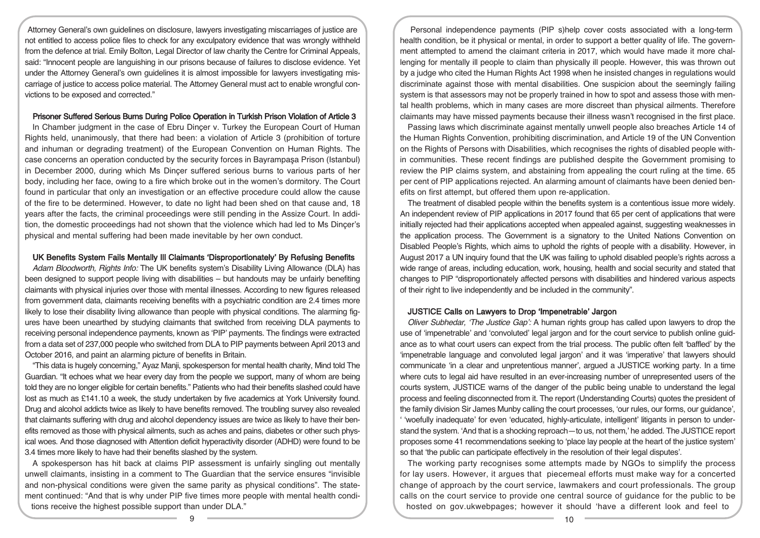Attorney General's own guidelines on disclosure, lawyers investigating miscarriages of justice are not entitled to access police files to check for any exculpatory evidence that was wrongly withheld from the defence at trial. Emily Bolton, Legal Director of law charity the Centre for Criminal Appeals, said: "Innocent people are languishing in our prisons because of failures to disclose evidence. Yet under the Attorney General's own guidelines it is almost impossible for lawyers investigating miscarriage of justice to access police material. The Attorney General must act to enable wrongful convictions to be exposed and corrected."

### Prisoner Suffered Serious Burns During Police Operation in Turkish Prison Violation of Article 3

In Chamber judgment in the case of Ebru Dinçer v. Turkey the European Court of Human Rights held, unanimously, that there had been: a violation of Article 3 (prohibition of torture and inhuman or degrading treatment) of the European Convention on Human Rights. The case concerns an operation conducted by the security forces in Bayrampaşa Prison (Istanbul) in December 2000, during which Ms Dinçer suffered serious burns to various parts of her body, including her face, owing to a fire which broke out in the women's dormitory. The Court found in particular that only an investigation or an effective procedure could allow the cause of the fire to be determined. However, to date no light had been shed on that cause and, 18 years after the facts, the criminal proceedings were still pending in the Assize Court. In addition, the domestic proceedings had not shown that the violence which had led to Ms Dinçer's physical and mental suffering had been made inevitable by her own conduct.

### UK Benefits System Fails Mentally Ill Claimants 'Disproportionately' By Refusing Benefits

*Adam Bloodworth, Rights Info:* The UK benefits system's Disability Living Allowance (DLA) has been designed to support people living with disabilities – but handouts may be unfairly benefiting claimants with physical injuries over those with mental illnesses. According to new figures released from government data, claimants receiving benefits with a psychiatric condition are 2.4 times more likely to lose their disability living allowance than people with physical conditions. The alarming figures have been unearthed by studying claimants that switched from receiving DLA payments to receiving personal independence payments, known as 'PIP' payments. The findings were extracted from a data set of 237,000 people who switched from DLA to PIP payments between April 2013 and October 2016, and paint an alarming picture of benefits in Britain.

"This data is hugely concerning," Ayaz Manji, spokesperson for mental health charity, Mind told The Guardian. "It echoes what we hear every day from the people we support, many of whom are being told they are no longer eligible for certain benefits." Patients who had their benefits slashed could have lost as much as £141.10 a week, the study undertaken by five academics at York University found. Drug and alcohol addicts twice as likely to have benefits removed. The troubling survey also revealed that claimants suffering with drug and alcohol dependency issues are twice as likely to have their benefits removed as those with physical ailments, such as aches and pains, diabetes or other such physical woes. And those diagnosed with Attention deficit hyperactivity disorder (ADHD) were found to be 3.4 times more likely to have had their benefits slashed by the system.

A spokesperson has hit back at claims PIP assessment is unfairly singling out mentally unwell claimants, insisting in a comment to The Guardian that the service ensures "invisible and non-physical conditions were given the same parity as physical conditions". The statement continued: "And that is why under PIP five times more people with mental health conditions receive the highest possible support than under DLA."

Personal independence payments (PIP s)help cover costs associated with a long-term health condition, be it physical or mental, in order to support a better quality of life. The government attempted to amend the claimant criteria in 2017, which would have made it more challenging for mentally ill people to claim than physically ill people. However, this was thrown out by a judge who cited the Human Rights Act 1998 when he insisted changes in regulations would discriminate against those with mental disabilities. One suspicion about the seemingly failing system is that assessors may not be properly trained in how to spot and assess those with mental health problems, which in many cases are more discreet than physical ailments. Therefore claimants may have missed payments because their illness wasn't recognised in the first place.

Passing laws which discriminate against mentally unwell people also breaches Article 14 of the Human Rights Convention, prohibiting discrimination, and Article 19 of the UN Convention on the Rights of Persons with Disabilities, which recognises the rights of disabled people within communities. These recent findings are published despite the Government promising to review the PIP claims system, and abstaining from appealing the court ruling at the time. 65 per cent of PIP applications rejected. An alarming amount of claimants have been denied benefits on first attempt, but offered them upon re-application.

The treatment of disabled people within the benefits system is a contentious issue more widely. An independent review of PIP applications in 2017 found that 65 per cent of applications that were initially rejected had their applications accepted when appealed against, suggesting weaknesses in the application process. The Government is a signatory to the United Nations Convention on Disabled People's Rights, which aims to uphold the rights of people with a disability. However, in August 2017 a UN inquiry found that the UK was failing to uphold disabled people's rights across a wide range of areas, including education, work, housing, health and social security and stated that changes to PIP "disproportionately affected persons with disabilities and hindered various aspects of their right to live independently and be included in the community".

### JUSTICE Calls on Lawyers to Drop 'Impenetrable' Jargon

*Oliver Subhedar, 'The Justice Gap':* A human rights group has called upon lawyers to drop the use of 'impenetrable' and 'convoluted' legal jargon and for the court service to publish online guidance as to what court users can expect from the trial process. The public often felt 'baffled' by the 'impenetrable language and convoluted legal jargon' and it was 'imperative' that lawyers should communicate 'in a clear and unpretentious manner', argued a JUSTICE working party. In a time where cuts to legal aid have resulted in an ever-increasing number of unrepresented users of the courts system, JUSTICE warns of the danger of the public being unable to understand the legal process and feeling disconnected from it. The report (Understanding Courts) quotes the president of the family division Sir James Munby calling the court processes, 'our rules, our forms, our guidance', ' 'woefully inadequate' for even 'educated, highly-articulate, intelligent' litigants in person to understand the system. 'And that is a shocking reproach—to us, not them,' he added. The JUSTICE report proposes some 41 recommendations seeking to 'place lay people at the heart of the justice system' so that 'the public can participate effectively in the resolution of their legal disputes'.

The working party recognises some attempts made by NGOs to simplify the process for lay users. However, it argues that piecemeal efforts must make way for a concerted change of approach by the court service, lawmakers and court professionals. The group calls on the court service to provide one central source of guidance for the public to be hosted on gov.ukwebpages; however it should 'have a different look and feel to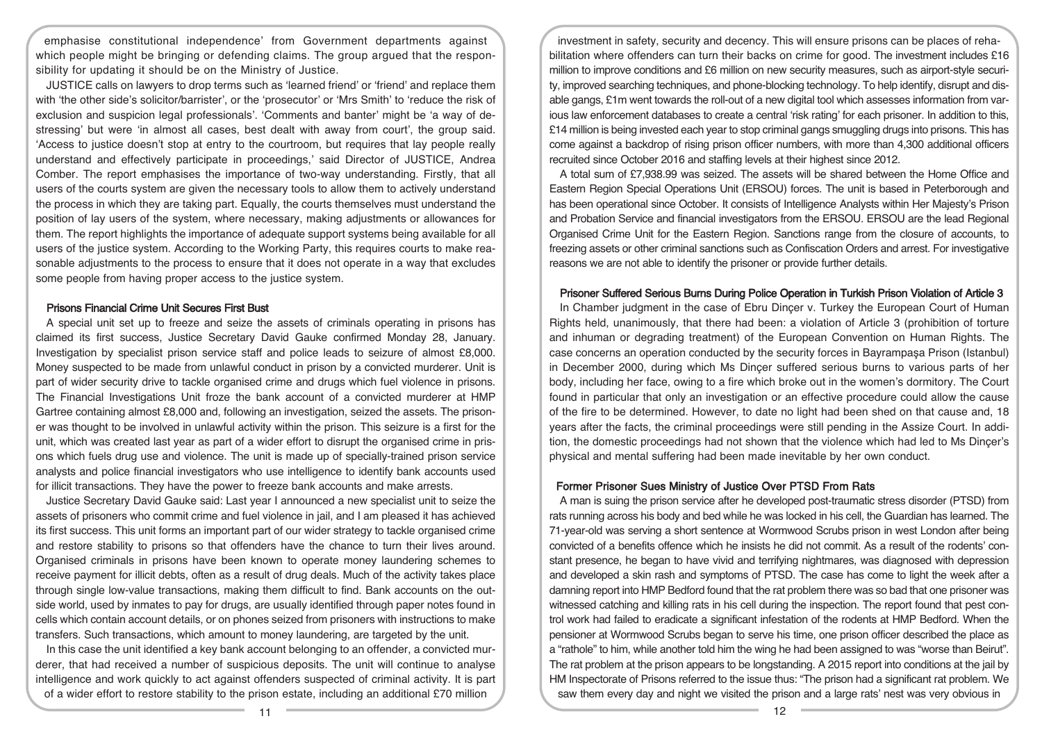emphasise constitutional independence' from Government departments against which people might be bringing or defending claims. The group argued that the responsibility for updating it should be on the Ministry of Justice.

JUSTICE calls on lawyers to drop terms such as 'learned friend' or 'friend' and replace them with 'the other side's solicitor/barrister', or the 'prosecutor' or 'Mrs Smith' to 'reduce the risk of exclusion and suspicion legal professionals'. 'Comments and banter' might be 'a way of de-stressing' but were 'in almost all cases, best dealt with away from court', the group said. 'Access to justice doesn't stop at entry to the courtroom, but requires that lay people really understand and effectively participate in proceedings,' said Director of JUSTICE, Andrea Comber. The report emphasises the importance of two-way understanding. Firstly, that all users of the courts system are given the necessary tools to allow them to actively understand the process in which they are taking part. Equally, the courts themselves must understand the position of lay users of the system, where necessary, making adjustments or allowances for them. The report highlights the importance of adequate support systems being available for all users of the justice system. According to the Working Party, this requires courts to make reasonable adjustments to the process to ensure that it does not operate in a way that excludes some people from having proper access to the justice system.

### Prisons Financial Crime Unit Secures First Bust

A special unit set up to freeze and seize the assets of criminals operating in prisons has claimed its first success, Justice Secretary David Gauke confirmed Monday 28, January. Investigation by specialist prison service staff and police leads to seizure of almost £8,000. Money suspected to be made from unlawful conduct in prison by a convicted murderer. Unit is part of wider security drive to tackle organised crime and drugs which fuel violence in prisons. The Financial Investigations Unit froze the bank account of a convicted murderer at HMP Gartree containing almost £8,000 and, following an investigation, seized the assets. The prisoner was thought to be involved in unlawful activity within the prison. This seizure is a first for the unit, which was created last year as part of a wider effort to disrupt the organised crime in prisons which fuels drug use and violence. The unit is made up of specially-trained prison service analysts and police financial investigators who use intelligence to identify bank accounts used for illicit transactions. They have the power to freeze bank accounts and make arrests.

Justice Secretary David Gauke said: Last year I announced a new specialist unit to seize the assets of prisoners who commit crime and fuel violence in jail, and I am pleased it has achieved its first success. This unit forms an important part of our wider strategy to tackle organised crime and restore stability to prisons so that offenders have the chance to turn their lives around. Organised criminals in prisons have been known to operate money laundering schemes to receive payment for illicit debts, often as a result of drug deals. Much of the activity takes place through single low-value transactions, making them difficult to find. Bank accounts on the outside world, used by inmates to pay for drugs, are usually identified through paper notes found in cells which contain account details, or on phones seized from prisoners with instructions to make transfers. Such transactions, which amount to money laundering, are targeted by the unit.

In this case the unit identified a key bank account belonging to an offender, a convicted murderer, that had received a number of suspicious deposits. The unit will continue to analyse intelligence and work quickly to act against offenders suspected of criminal activity. It is part of a wider effort to restore stability to the prison estate, including an additional £70 million investment in safety, security and decency. This will ensure prisons can be places of rehabilitation where offenders can turn their backs on crime for good. The investment includes £16 million to improve conditions and £6 million on new security measures, such as airport-style security, improved searching techniques, and phone-blocking technology. To help identify, disrupt and disable gangs, £1m went towards the roll-out of a new digital tool which assesses information from various law enforcement databases to create a central 'risk rating' for each prisoner. In addition to this, £14 million is being invested each year to stop criminal gangs smuggling drugs into prisons. This has come against a backdrop of rising prison officer numbers, with more than 4,300 additional officers recruited since October 2016 and staffing levels at their highest since 2012.

A total sum of £7,938.99 was seized. The assets will be shared between the Home Office and Eastern Region Special Operations Unit (ERSOU) forces. The unit is based in Peterborough and has been operational since October. It consists of Intelligence Analysts within Her Majesty's Prison and Probation Service and financial investigators from the ERSOU. ERSOU are the lead Regional Organised Crime Unit for the Eastern Region. Sanctions range from the closure of accounts, to freezing assets or other criminal sanctions such as Confiscation Orders and arrest. For investigative reasons we are not able to identify the prisoner or provide further details.

### Prisoner Suffered Serious Burns During Police Operation in Turkish Prison Violation of Article 3

In Chamber judgment in the case of Ebru Dinçer v. Turkey the European Court of Human Rights held, unanimously, that there had been: a violation of Article 3 (prohibition of torture and inhuman or degrading treatment) of the European Convention on Human Rights. The case concerns an operation conducted by the security forces in Bayrampaşa Prison (Istanbul) in December 2000, during which Ms Dinçer suffered serious burns to various parts of her body, including her face, owing to a fire which broke out in the women's dormitory. The Court found in particular that only an investigation or an effective procedure could allow the cause of the fire to be determined. However, to date no light had been shed on that cause and, 18 years after the facts, the criminal proceedings were still pending in the Assize Court. In addition, the domestic proceedings had not shown that the violence which had led to Ms Dinçer's physical and mental suffering had been made inevitable by her own conduct.

### Former Prisoner Sues Ministry of Justice Over PTSD From Rats

A man is suing the prison service after he developed post-traumatic stress disorder (PTSD) from rats running across his body and bed while he was locked in his cell, the Guardian has learned. The 71-year-old was serving a short sentence at Wormwood Scrubs prison in west London after being convicted of a benefits offence which he insists he did not commit. As a result of the rodents' constant presence, he began to have vivid and terrifying nightmares, was diagnosed with depression and developed a skin rash and symptoms of PTSD. The case has come to light the week after a damning report into HMP Bedford found that the rat problem there was so bad that one prisoner was witnessed catching and killing rats in his cell during the inspection. The report found that pest control work had failed to eradicate a significant infestation of the rodents at HMP Bedford. When the pensioner at Wormwood Scrubs began to serve his time, one prison officer described the place as a "rathole" to him, while another told him the wing he had been assigned to was "worse than Beirut". The rat problem at the prison appears to be longstanding. A 2015 report into conditions at the jail by HM Inspectorate of Prisons referred to the issue thus: "The prison had a significant rat problem. We saw them every day and night we visited the prison and a large rats' nest was very obvious in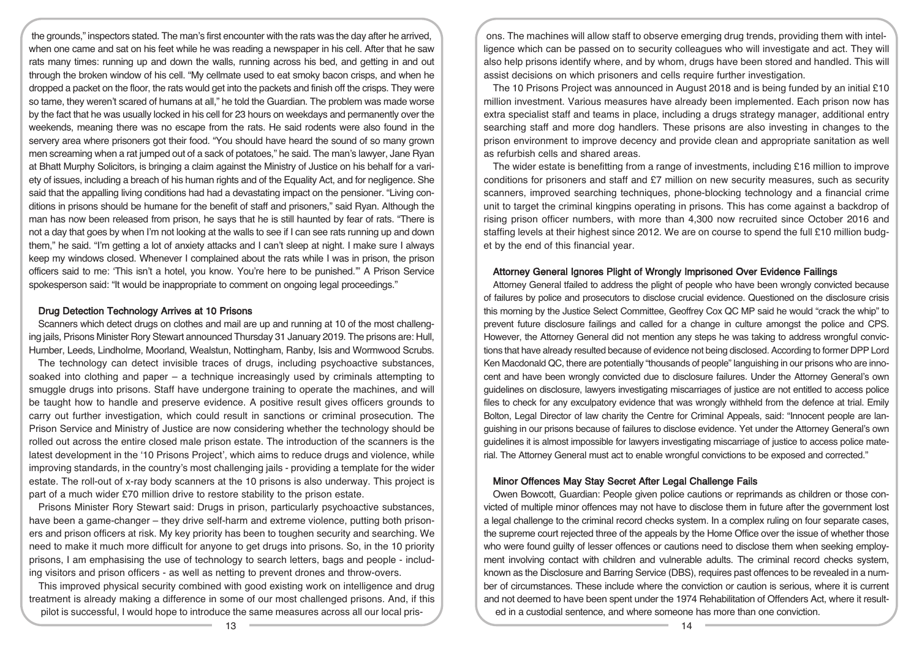the grounds," inspectors stated. The man's first encounter with the rats was the day after he arrived, when one came and sat on his feet while he was reading a newspaper in his cell. After that he saw rats many times: running up and down the walls, running across his bed, and getting in and out through the broken window of his cell. "My cellmate used to eat smoky bacon crisps, and when he dropped a packet on the floor, the rats would get into the packets and finish off the crisps. They were so tame, they weren't scared of humans at all," he told the Guardian. The problem was made worse by the fact that he was usually locked in his cell for 23 hours on weekdays and permanently over the weekends, meaning there was no escape from the rats. He said rodents were also found in the servery area where prisoners got their food. "You should have heard the sound of so many grown men screaming when a rat jumped out of a sack of potatoes," he said. The man's lawyer, Jane Ryan at Bhatt Murphy Solicitors, is bringing a claim against the Ministry of Justice on his behalf for a variety of issues, including a breach of his human rights and of the Equality Act, and for negligence. She said that the appalling living conditions had had a devastating impact on the pensioner. "Living conditions in prisons should be humane for the benefit of staff and prisoners," said Ryan. Although the man has now been released from prison, he says that he is still haunted by fear of rats. "There is not a day that goes by when I'm not looking at the walls to see if I can see rats running up and down them," he said. "I'm getting a lot of anxiety attacks and I can't sleep at night. I make sure I always keep my windows closed. Whenever I complained about the rats while I was in prison, the prison officers said to me: 'This isn't a hotel, you know. You're here to be punished.'" A Prison Service spokesperson said: "It would be inappropriate to comment on ongoing legal proceedings."

### Drug Detection Technology Arrives at 10 Prisons

Scanners which detect drugs on clothes and mail are up and running at 10 of the most challenging jails, Prisons Minister Rory Stewart announced Thursday 31 January 2019. The prisons are: Hull, Humber, Leeds, Lindholme, Moorland, Wealstun, Nottingham, Ranby, Isis and Wormwood Scrubs.

The technology can detect invisible traces of drugs, including psychoactive substances, soaked into clothing and paper – a technique increasingly used by criminals attempting to smuggle drugs into prisons. Staff have undergone training to operate the machines, and will be taught how to handle and preserve evidence. A positive result gives officers grounds to carry out further investigation, which could result in sanctions or criminal prosecution. The Prison Service and Ministry of Justice are now considering whether the technology should be rolled out across the entire closed male prison estate. The introduction of the scanners is the latest development in the '10 Prisons Project', which aims to reduce drugs and violence, while improving standards, in the country's most challenging jails - providing a template for the wider estate. The roll-out of x-ray body scanners at the 10 prisons is also underway. This project is part of a much wider £70 million drive to restore stability to the prison estate.

Prisons Minister Rory Stewart said: Drugs in prison, particularly psychoactive substances, have been a game-changer – they drive self-harm and extreme violence, putting both prisoners and prison officers at risk. My key priority has been to toughen security and searching. We need to make it much more difficult for anyone to get drugs into prisons. So, in the 10 priority prisons, I am emphasising the use of technology to search letters, bags and people - including visitors and prison officers - as well as netting to prevent drones and throw-overs.

This improved physical security combined with good existing work on intelligence and drug treatment is already making a difference in some of our most challenged prisons. And, if this pilot is successful, I would hope to introduce the same measures across all our local prisons. The machines will allow staff to observe emerging drug trends, providing them with intelligence which can be passed on to security colleagues who will investigate and act. They will also help prisons identify where, and by whom, drugs have been stored and handled. This will assist decisions on which prisoners and cells require further investigation.

The 10 Prisons Project was announced in August 2018 and is being funded by an initial £10 million investment. Various measures have already been implemented. Each prison now has extra specialist staff and teams in place, including a drugs strategy manager, additional entry searching staff and more dog handlers. These prisons are also investing in changes to the prison environment to improve decency and provide clean and appropriate sanitation as well as refurbish cells and shared areas.

The wider estate is benefitting from a range of investments, including £16 million to improve conditions for prisoners and staff and £7 million on new security measures, such as security scanners, improved searching techniques, phone-blocking technology and a financial crime unit to target the criminal kingpins operating in prisons. This has come against a backdrop of rising prison officer numbers, with more than 4,300 now recruited since October 2016 and staffing levels at their highest since 2012. We are on course to spend the full £10 million budget by the end of this financial year.

### Attorney General Ignores Plight of Wrongly Imprisoned Over Evidence Failings

Attorney General tfailed to address the plight of people who have been wrongly convicted because of failures by police and prosecutors to disclose crucial evidence. Questioned on the disclosure crisis this morning by the Justice Select Committee, Geoffrey Cox QC MP said he would "crack the whip" to prevent future disclosure failings and called for a change in culture amongst the police and CPS. However, the Attorney General did not mention any steps he was taking to address wrongful convictions that have already resulted because of evidence not being disclosed. According to former DPP Lord Ken Macdonald QC, there are potentially "thousands of people" languishing in our prisons who are innocent and have been wrongly convicted due to disclosure failures. Under the Attorney General's own guidelines on disclosure, lawyers investigating miscarriages of justice are not entitled to access police files to check for any exculpatory evidence that was wrongly withheld from the defence at trial. Emily Bolton, Legal Director of law charity the Centre for Criminal Appeals, said: "Innocent people are languishing in our prisons because of failures to disclose evidence. Yet under the Attorney General's own guidelines it is almost impossible for lawyers investigating miscarriage of justice to access police material. The Attorney General must act to enable wrongful convictions to be exposed and corrected."

### Minor Offences May Stay Secret After Legal Challenge Fails

Owen Bowcott, Guardian: People given police cautions or reprimands as children or those convicted of multiple minor offences may not have to disclose them in future after the government lost a legal challenge to the criminal record checks system. In a complex ruling on four separate cases, the supreme court rejected three of the appeals by the Home Office over the issue of whether those who were found guilty of lesser offences or cautions need to disclose them when seeking employment involving contact with children and vulnerable adults. The criminal record checks system, known as the Disclosure and Barring Service (DBS), requires past offences to be revealed in a number of circumstances. These include where the conviction or caution is serious, where it is current and not deemed to have been spent under the 1974 Rehabilitation of Offenders Act, where it resulted in a custodial sentence, and where someone has more than one conviction.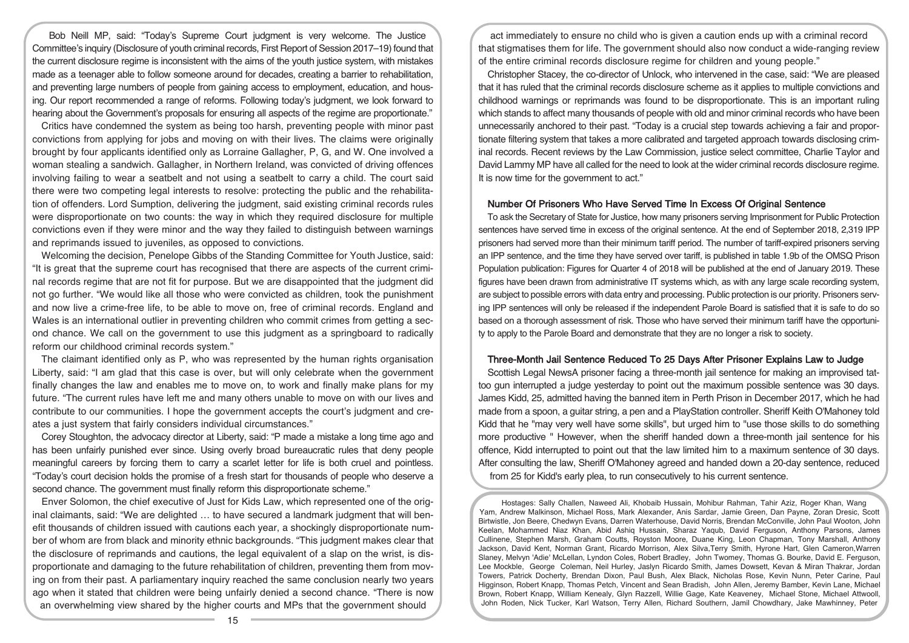Bob Neill MP, said: "Today's Supreme Court judgment is very welcome. The Justice Committee's inquiry (Disclosure of youth criminal records, First Report of Session 2017–19) found that the current disclosure regime is inconsistent with the aims of the youth justice system, with mistakes made as a teenager able to follow someone around for decades, creating a barrier to rehabilitation, and preventing large numbers of people from gaining access to employment, education, and housing. Our report recommended a range of reforms. Following today's judgment, we look forward to hearing about the Government's proposals for ensuring all aspects of the regime are proportionate."

Critics have condemned the system as being too harsh, preventing people with minor past convictions from applying for jobs and moving on with their lives. The claims were originally brought by four applicants identified only as Lorraine Gallagher, P, G, and W. One involved a woman stealing a sandwich. Gallagher, in Northern Ireland, was convicted of driving offences involving failing to wear a seatbelt and not using a seatbelt to carry a child. The court said there were two competing legal interests to resolve: protecting the public and the rehabilitation of offenders. Lord Sumption, delivering the judgment, said existing criminal records rules were disproportionate on two counts: the way in which they required disclosure for multiple convictions even if they were minor and the way they failed to distinguish between warnings and reprimands issued to juveniles, as opposed to convictions.

Welcoming the decision, Penelope Gibbs of the Standing Committee for Youth Justice, said: "It is great that the supreme court has recognised that there are aspects of the current criminal records regime that are not fit for purpose. But we are disappointed that the judgment did not go further. "We would like all those who were convicted as children, took the punishment and now live a crime-free life, to be able to move on, free of criminal records. England and Wales is an international outlier in preventing children who commit crimes from getting a second chance. We call on the government to use this judgment as a springboard to radically reform our childhood criminal records system."

The claimant identified only as P, who was represented by the human rights organisation Liberty, said: "I am glad that this case is over, but will only celebrate when the government finally changes the law and enables me to move on, to work and finally make plans for my future. "The current rules have left me and many others unable to move on with our lives and contribute to our communities. I hope the government accepts the court's judgment and creates a just system that fairly considers individual circumstances."

Corey Stoughton, the advocacy director at Liberty, said: "P made a mistake a long time ago and has been unfairly punished ever since. Using overly broad bureaucratic rules that deny people meaningful careers by forcing them to carry a scarlet letter for life is both cruel and pointless. "Today's court decision holds the promise of a fresh start for thousands of people who deserve a second chance. The government must finally reform this disproportionate scheme."

Enver Solomon, the chief executive of Just for Kids Law, which represented one of the original claimants, said: "We are delighted … to have secured a landmark judgment that will benefit thousands of children issued with cautions each year, a shockingly disproportionate number of whom are from black and minority ethnic backgrounds. "This judgment makes clear that the disclosure of reprimands and cautions, the legal equivalent of a slap on the wrist, is disproportionate and damaging to the future rehabilitation of children, preventing them from moving on from their past. A parliamentary inquiry reached the same conclusion nearly two years ago when it stated that children were being unfairly denied a second chance. "There is now an overwhelming view shared by the higher courts and MPs that the government should act immediately to ensure no child who is given a caution ends up with a criminal record that stigmatises them for life. The government should also now conduct a wide-ranging review of the entire criminal records disclosure regime for children and young people."

Christopher Stacey, the co-director of Unlock, who intervened in the case, said: "We are pleased that it has ruled that the criminal records disclosure scheme as it applies to multiple convictions and childhood warnings or reprimands was found to be disproportionate. This is an important ruling which stands to affect many thousands of people with old and minor criminal records who have been unnecessarily anchored to their past. "Today is a crucial step towards achieving a fair and proportionate filtering system that takes a more calibrated and targeted approach towards disclosing criminal records. Recent reviews by the Law Commission, justice select committee, Charlie Taylor and David Lammy MP have all called for the need to look at the wider criminal records disclosure regime. It is now time for the government to act."

## Number Of Prisoners Who Have Served Time In Excess Of Original Sentence

To ask the Secretary of State for Justice, how many prisoners serving Imprisonment for Public Protection sentences have served time in excess of the original sentence. At the end of September 2018, 2,319 IPP prisoners had served more than their minimum tariff period. The number of tariff-expired prisoners serving an IPP sentence, and the time they have served over tariff, is published in table 1.9b of the OMSQ Prison Population publication: Figures for Quarter 4 of 2018 will be published at the end of January 2019. These figures have been drawn from administrative IT systems which, as with any large scale recording system, are subject to possible errors with data entry and processing. Public protection is our priority. Prisoners serving IPP sentences will only be released if the independent Parole Board is satisfied that it is safe to do so based on a thorough assessment of risk. Those who have served their minimum tariff have the opportunity to apply to the Parole Board and demonstrate that they are no longer a risk to society.

## Three-Month Jail Sentence Reduced To 25 Days After Prisoner Explains Law to Judge

Scottish Legal NewsA prisoner facing a three-month jail sentence for making an improvised tattoo gun interrupted a judge yesterday to point out the maximum possible sentence was 30 days. James Kidd, 25, admitted having the banned item in Perth Prison in December 2017, which he had made from a spoon, a guitar string, a pen and a PlayStation controller. Sheriff Keith O'Mahoney told Kidd that he "may very well have some skills", but urged him to "use those skills to do something more productive " However, when the sheriff handed down a three-month jail sentence for his offence, Kidd interrupted to point out that the law limited him to a maximum sentence of 30 days. After consulting the law, Sheriff O'Mahoney agreed and handed down a 20-day sentence, reduced from 25 for Kidd's early plea, to run consecutively to his current sentence.

Hostages: Sally Challen, Naweed Ali, Khobaib Hussain, Mohibur Rahman, Tahir Aziz, Roger Khan, Wang Yam, Andrew Malkinson, Michael Ross, Mark Alexander, Anis Sardar, Jamie Green, Dan Payne, Zoran Dresic, Scott Birtwistle, Jon Beere, Chedwyn Evans, Darren Waterhouse, David Norris, Brendan McConville, John Paul Wooton, John Keelan, Mohammed Niaz Khan, Abid Ashiq Hussain, Sharaz Yaqub, David Ferguson, Anthony Parsons, James Cullinene, Stephen Marsh, Graham Coutts, Royston Moore, Duane King, Leon Chapman, Tony Marshall, Anthony Jackson, David Kent, Norman Grant, Ricardo Morrison, Alex Silva,Terry Smith, Hyrone Hart, Glen Cameron,Warren Slaney, Melvyn 'Adie' McLellan, Lyndon Coles, Robert Bradley, John Twomey, Thomas G. Bourke, David E. Ferguson, Lee Mockble, George Coleman, Neil Hurley, Jaslyn Ricardo Smith, James Dowsett, Kevan & Miran Thakrar, Jordan Towers, Patrick Docherty, Brendan Dixon, Paul Bush, Alex Black, Nicholas Rose, Kevin Nunn, Peter Carine, Paul Higginson, Robert Knapp, Thomas Petch, Vincent and Sean Bradish, John Allen, Jeremy Bamber, Kevin Lane, Michael Brown, Robert Knapp, William Kenealy, Glyn Razzell, Willie Gage, Kate Keaveney, Michael Stone, Michael Attwooll, John Roden, Nick Tucker, Karl Watson, Terry Allen, Richard Southern, Jamil Chowdhary, Jake Mawhinney, Peter